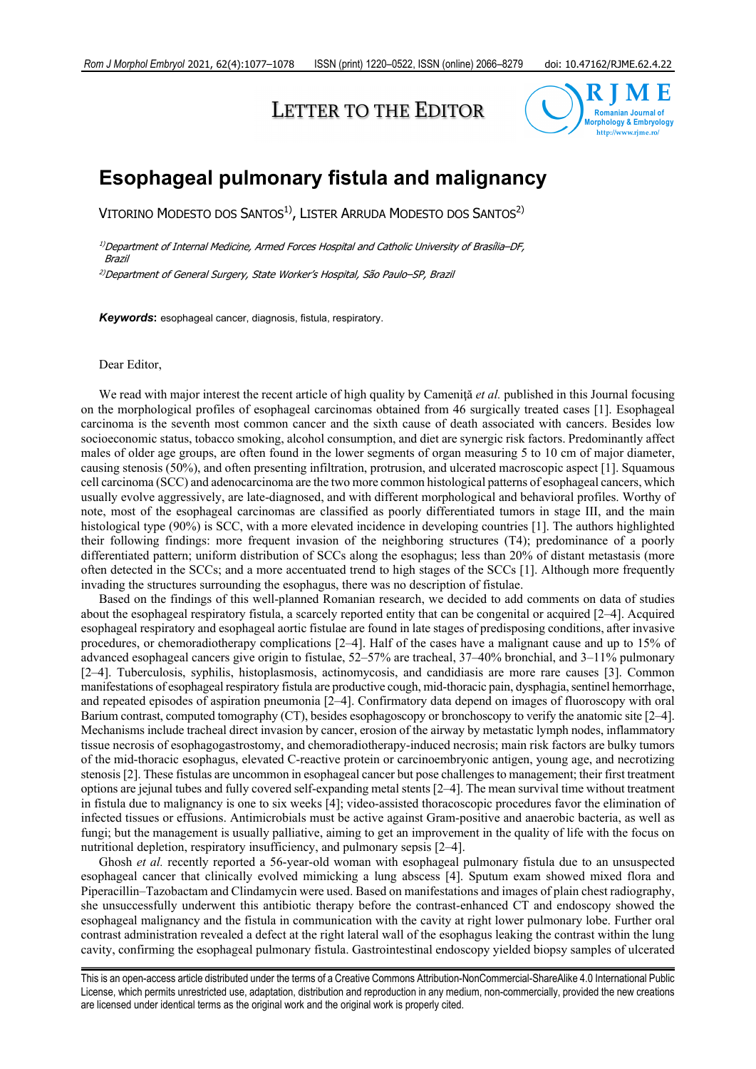LETTER TO THE EDITOR

# Esophageal pulmonary fistula and malignancy

VITORINO MODESTO DOS SANTOS[1)], LISTER ARRUDA MODESTO DOS SANTOS[2)]

[1)]*Department of Internal Medicine, Armed Forces Hospital and Catholic University of Brasília–DF, Brazil*

[2)]*Department of General Surgery, State Worker's Hospital, São Paulo–SP, Brazil*

***Keywords***: esophageal cancer, diagnosis, fistula, respiratory.

Dear Editor,

We read with major interest the recent article of high quality by Camenită *et al.* published in this Journal focusing on the morphological profiles of esophageal carcinomas obtained from 46 surgically treated cases [1]. Esophageal carcinoma is the seventh most common cancer and the sixth cause of death associated with cancers. Besides low socioeconomic status, tobacco smoking, alcohol consumption, and diet are synergic risk factors. Predominantly affect males of older age groups, are often found in the lower segments of organ measuring 5 to 10 cm of major diameter, causing stenosis (50%), and often presenting infiltration, protrusion, and ulcerated macroscopic aspect [1]. Squamous cell carcinoma (SCC) and adenocarcinoma are the two more common histological patterns of esophageal cancers, which usually evolve aggressively, are late-diagnosed, and with different morphological and behavioral profiles. Worthy of note, most of the esophageal carcinomas are classified as poorly differentiated tumors in stage III, and the main histological type (90%) is SCC, with a more elevated incidence in developing countries [1]. The authors highlighted their following findings: more frequent invasion of the neighboring structures (T4); predominance of a poorly differentiated pattern; uniform distribution of SCCs along the esophagus; less than 20% of distant metastasis (more often detected in the SCCs; and a more accentuated trend to high stages of the SCCs [1]. Although more frequently invading the structures surrounding the esophagus, there was no description of fistulae.

Based on the findings of this well-planned Romanian research, we decided to add comments on data of studies about the esophageal respiratory fistula, a scarcely reported entity that can be congenital or acquired [2–4]. Acquired esophageal respiratory and esophageal aortic fistulae are found in late stages of predisposing conditions, after invasive procedures, or chemoradiotherapy complications [2–4]. Half of the cases have a malignant cause and up to 15% of advanced esophageal cancers give origin to fistulae, 52–57% are tracheal, 37–40% bronchial, and 3–11% pulmonary [2–4]. Tuberculosis, syphilis, histoplasmosis, actinomycosis, and candidiasis are more rare causes [3]. Common manifestations of esophageal respiratory fistula are productive cough, mid-thoracic pain, dysphagia, sentinel hemorrhage, and repeated episodes of aspiration pneumonia [2–4]. Confirmatory data depend on images of fluoroscopy with oral Barium contrast, computed tomography (CT), besides esophagoscopy or bronchoscopy to verify the anatomic site [2–4]. Mechanisms include tracheal direct invasion by cancer, erosion of the airway by metastatic lymph nodes, inflammatory tissue necrosis of esophagogastrostomy, and chemoradiotherapy-induced necrosis; main risk factors are bulky tumors of the mid-thoracic esophagus, elevated C-reactive protein or carcinoembryonic antigen, young age, and necrotizing stenosis [2]. These fistulas are uncommon in esophageal cancer but pose challenges to management; their first treatment options are jejunal tubes and fully covered self-expanding metal stents [2–4]. The mean survival time without treatment in fistula due to malignancy is one to six weeks [4]; video-assisted thoracoscopic procedures favor the elimination of infected tissues or effusions. Antimicrobials must be active against Gram-positive and anaerobic bacteria, as well as fungi; but the management is usually palliative, aiming to get an improvement in the quality of life with the focus on nutritional depletion, respiratory insufficiency, and pulmonary sepsis [2–4].

Ghosh *et al.* recently reported a 56-year-old woman with esophageal pulmonary fistula due to an unsuspected esophageal cancer that clinically evolved mimicking a lung abscess [4]. Sputum exam showed mixed flora and Piperacillin–Tazobactam and Clindamycin were used. Based on manifestations and images of plain chest radiography, she unsuccessfully underwent this antibiotic therapy before the contrast-enhanced CT and endoscopy showed the esophageal malignancy and the fistula in communication with the cavity at right lower pulmonary lobe. Further oral contrast administration revealed a defect at the right lateral wall of the esophagus leaking the contrast within the lung cavity, confirming the esophageal pulmonary fistula. Gastrointestinal endoscopy yielded biopsy samples of ulcerated

This is an open-access article distributed under the terms of a Creative Commons Attribution-NonCommercial-ShareAlike 4.0 International Public License, which permits unrestricted use, adaptation, distribution and reproduction in any medium, non-commercially, provided the new creations are licensed under identical terms as the original work and the original work is properly cited.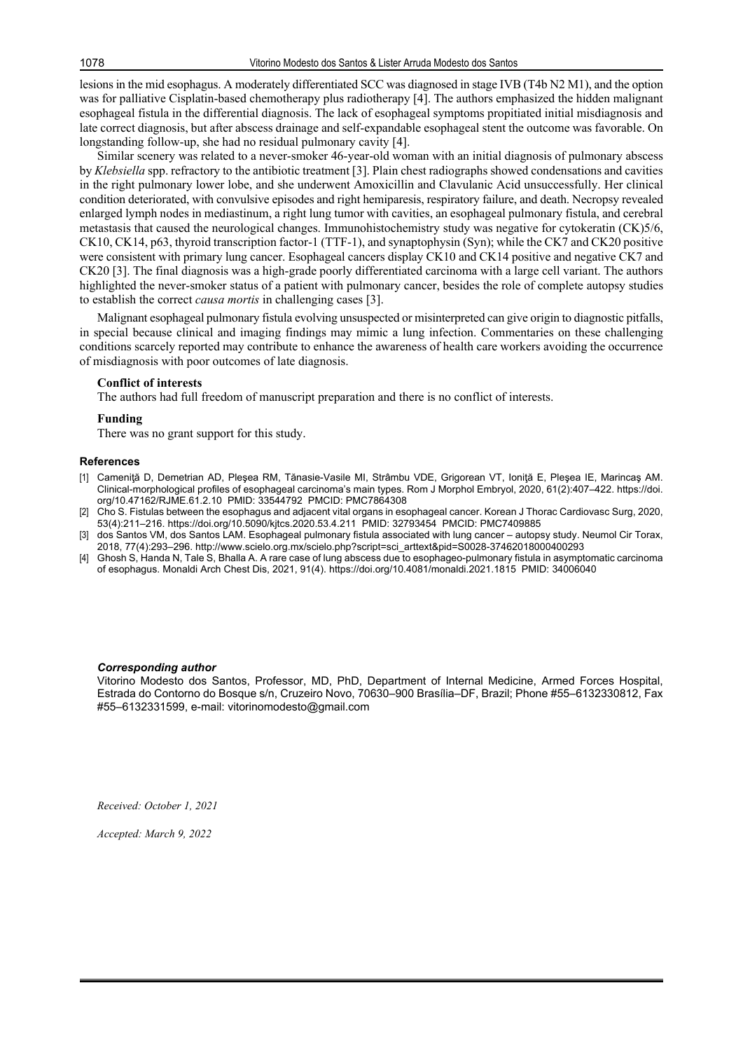lesions in the mid esophagus. A moderately differentiated SCC was diagnosed in stage IVB (T4b N2 M1), and the option was for palliative Cisplatin-based chemotherapy plus radiotherapy [4]. The authors emphasized the hidden malignant esophageal fistula in the differential diagnosis. The lack of esophageal symptoms propitiated initial misdiagnosis and late correct diagnosis, but after abscess drainage and self-expandable esophageal stent the outcome was favorable. On longstanding follow-up, she had no residual pulmonary cavity [4].

Similar scenery was related to a never-smoker 46-year-old woman with an initial diagnosis of pulmonary abscess by *Klebsiella* spp. refractory to the antibiotic treatment [3]. Plain chest radiographs showed condensations and cavities in the right pulmonary lower lobe, and she underwent Amoxicillin and Clavulanic Acid unsuccessfully. Her clinical condition deteriorated, with convulsive episodes and right hemiparesis, respiratory failure, and death. Necropsy revealed enlarged lymph nodes in mediastinum, a right lung tumor with cavities, an esophageal pulmonary fistula, and cerebral metastasis that caused the neurological changes. Immunohistochemistry study was negative for cytokeratin (CK)5/6, CK10, CK14, p63, thyroid transcription factor-1 (TTF-1), and synaptophysin (Syn); while the CK7 and CK20 positive were consistent with primary lung cancer. Esophageal cancers display CK10 and CK14 positive and negative CK7 and CK20 [3]. The final diagnosis was a high-grade poorly differentiated carcinoma with a large cell variant. The authors highlighted the never-smoker status of a patient with pulmonary cancer, besides the role of complete autopsy studies to establish the correct *causa mortis* in challenging cases [3].

Malignant esophageal pulmonary fistula evolving unsuspected or misinterpreted can give origin to diagnostic pitfalls, in special because clinical and imaging findings may mimic a lung infection. Commentaries on these challenging conditions scarcely reported may contribute to enhance the awareness of health care workers avoiding the occurrence of misdiagnosis with poor outcomes of late diagnosis.

### Conflict of interests

The authors had full freedom of manuscript preparation and there is no conflict of interests.

### Funding

There was no grant support for this study.

## References

[1] Cameniţă D, Demetrian AD, Pleşea RM, Tănasie-Vasile MI, Strâmbu VDE, Grigorean VT, Ioniţă E, Pleşea IE, Marincaş AM. Clinical-morphological profiles of esophageal carcinoma's main types. Rom J Morphol Embryol, 2020, 61(2):407–422. https://doi.org/10.47162/RJME.61.2.10 PMID: 33544792 PMCID: PMC7864308

[2] Cho S. Fistulas between the esophagus and adjacent vital organs in esophageal cancer. Korean J Thorac Cardiovasc Surg, 2020, 53(4):211–216. https://doi.org/10.5090/kjtcs.2020.53.4.211 PMID: 32793454 PMCID: PMC7409885

[3] dos Santos VM, dos Santos LAM. Esophageal pulmonary fistula associated with lung cancer – autopsy study. Neumol Cir Torax, 2018, 77(4):293–296. http://www.scielo.org.mx/scielo.php?script=sci_arttext&pid=S0028-37462018000400293

[4] Ghosh S, Handa N, Tale S, Bhalla A. A rare case of lung abscess due to esophageo-pulmonary fistula in asymptomatic carcinoma of esophagus. Monaldi Arch Chest Dis, 2021, 91(4). https://doi.org/10.4081/monaldi.2021.1815 PMID: 34006040

***Corresponding author***

Vitorino Modesto dos Santos, Professor, MD, PhD, Department of Internal Medicine, Armed Forces Hospital, Estrada do Contorno do Bosque s/n, Cruzeiro Novo, 70630–900 Brasília–DF, Brazil; Phone #55–6132330812, Fax #55–6132331599, e-mail: vitorinomodesto@gmail.com

*Received: October 1, 2021*

*Accepted: March 9, 2022*